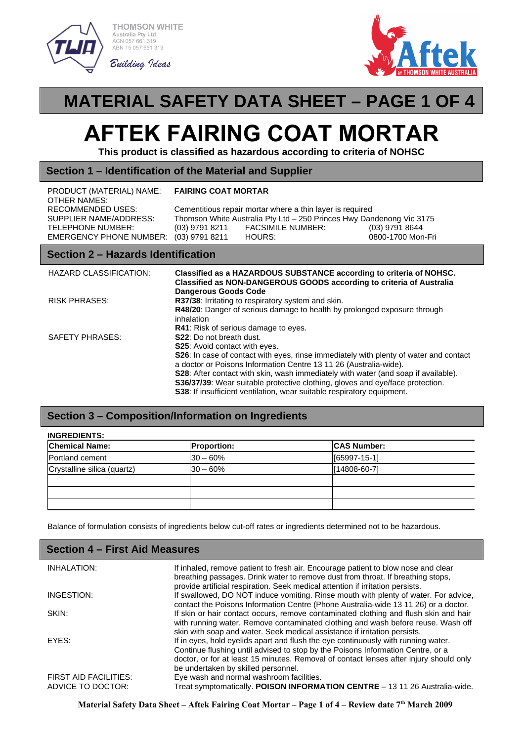THOMSON WHITE
Australia Pty Ltd
ACN 057 661 319
ABN 15 057 661 319
*Building Ideas*

Aftek BY THOMSON WHITE AUSTRALIA

# MATERIAL SAFETY DATA SHEET – PAGE 1 OF 4

# AFTEK FAIRING COAT MORTAR

**This product is classified as hazardous according to criteria of NOHSC**

## Section 1 – Identification of the Material and Supplier

| | |
|---|---|
| PRODUCT (MATERIAL) NAME: | **FAIRING COAT MORTAR** |
| OTHER NAMES: | |
| RECOMMENDED USES: | Cementitious repair mortar where a thin layer is required |
| SUPPLIER NAME/ADDRESS: | Thomson White Australia Pty Ltd – 250 Princes Hwy Dandenong Vic 3175 |
| TELEPHONE NUMBER: | (03) 9791 8211 FACSIMILE NUMBER: (03) 9791 8644 |
| EMERGENCY PHONE NUMBER: | (03) 9791 8211 HOURS: 0800-1700 Mon-Fri |

## Section 2 – Hazards Identification

HAZARD CLASSIFICATION: **Classified as a HAZARDOUS SUBSTANCE according to criteria of NOHSC. Classified as NON-DANGEROUS GOODS according to criteria of Australia Dangerous Goods Code**

RISK PHRASES:
- **R37/38**: Irritating to respiratory system and skin.
- **R48/20**: Danger of serious damage to health by prolonged exposure through inhalation
- **R41**: Risk of serious damage to eyes.

SAFETY PHRASES:
- **S22**: Do not breath dust.
- **S25**: Avoid contact with eyes.
- **S26**: In case of contact with eyes, rinse immediately with plenty of water and contact a doctor or Poisons Information Centre 13 11 26 (Australia-wide).
- **S28**: After contact with skin, wash immediately with water (and soap if available).
- **S36/37/39**: Wear suitable protective clothing, gloves and eye/face protection.
- **S38**: If insufficient ventilation, wear suitable respiratory equipment.

## Section 3 – Composition/Information on Ingredients

**INGREDIENTS:**

| Chemical Name: | Proportion: | CAS Number: |
|---|---|---|
| Portland cement | 30 – 60% | [65997-15-1] |
| Crystalline silica (quartz) | 30 – 60% | [14808-60-7] |
| | | |
| | | |
| | | |

Balance of formulation consists of ingredients below cut-off rates or ingredients determined not to be hazardous.

## Section 4 – First Aid Measures

INHALATION: If inhaled, remove patient to fresh air. Encourage patient to blow nose and clear breathing passages. Drink water to remove dust from throat. If breathing stops, provide artificial respiration. Seek medical attention if irritation persists.

INGESTION: If swallowed, DO NOT induce vomiting. Rinse mouth with plenty of water. For advice, contact the Poisons Information Centre (Phone Australia-wide 13 11 26) or a doctor.

SKIN: If skin or hair contact occurs, remove contaminated clothing and flush skin and hair with running water. Remove contaminated clothing and wash before reuse. Wash off skin with soap and water. Seek medical assistance if irritation persists.

EYES: If in eyes, hold eyelids apart and flush the eye continuously with running water. Continue flushing until advised to stop by the Poisons Information Centre, or a doctor, or for at least 15 minutes. Removal of contact lenses after injury should only be undertaken by skilled personnel.

FIRST AID FACILITIES: Eye wash and normal washroom facilities.

ADVICE TO DOCTOR: Treat symptomatically. **POISON INFORMATION CENTRE** – 13 11 26 Australia-wide.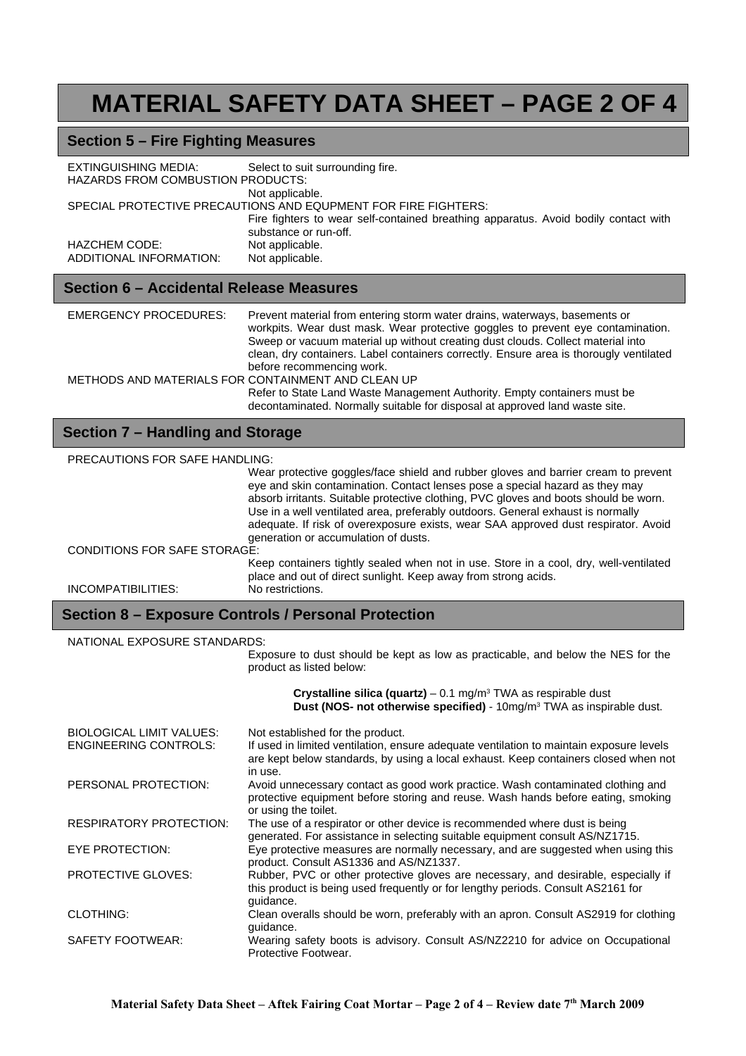# MATERIAL SAFETY DATA SHEET – PAGE 2 OF 4

## Section 5 – Fire Fighting Measures

EXTINGUISHING MEDIA: Select to suit surrounding fire.

HAZARDS FROM COMBUSTION PRODUCTS:
Not applicable.

SPECIAL PROTECTIVE PRECAUTIONS AND EQUIPMENT FOR FIRE FIGHTERS:
Fire fighters to wear self-contained breathing apparatus. Avoid bodily contact with substance or run-off.

HAZCHEM CODE: Not applicable.

ADDITIONAL INFORMATION: Not applicable.

## Section 6 – Accidental Release Measures

EMERGENCY PROCEDURES: Prevent material from entering storm water drains, waterways, basements or workpits. Wear dust mask. Wear protective goggles to prevent eye contamination. Sweep or vacuum material up without creating dust clouds. Collect material into clean, dry containers. Label containers correctly. Ensure area is thorough ventilated before recommencing work.

METHODS AND MATERIALS FOR CONTAINMENT AND CLEAN UP
Refer to State Land Waste Management Authority. Empty containers must be decontaminated. Normally suitable for disposal at approved land waste site.

## Section 7 – Handling and Storage

PRECAUTIONS FOR SAFE HANDLING:
Wear protective goggles/face shield and rubber gloves and barrier cream to prevent eye and skin contamination. Contact lenses pose a special hazard as they may absorb irritants. Suitable protective clothing, PVC gloves and boots should be worn. Use in a well ventilated area, preferably outdoors. General exhaust is normally adequate. If risk of overexposure exists, wear SAA approved dust respirator. Avoid generation or accumulation of dusts.

CONDITIONS FOR SAFE STORAGE:
Keep containers tightly sealed when not in use. Store in a cool, dry, well-ventilated place and out of direct sunlight. Keep away from strong acids.

INCOMPATIBILITIES: No restrictions.

## Section 8 – Exposure Controls / Personal Protection

NATIONAL EXPOSURE STANDARDS:
Exposure to dust should be kept as low as practicable, and below the NES for the product as listed below:

**Crystalline silica (quartz)** – 0.1 mg/m$^3$ TWA as respirable dust
**Dust (NOS- not otherwise specified)** - 10mg/m$^3$ TWA as inspirable dust.

BIOLOGICAL LIMIT VALUES: Not established for the product.

ENGINEERING CONTROLS: If used in limited ventilation, ensure adequate ventilation to maintain exposure levels are kept below standards, by using a local exhaust. Keep containers closed when not in use.

PERSONAL PROTECTION: Avoid unnecessary contact as good work practice. Wash contaminated clothing and protective equipment before storing and reuse. Wash hands before eating, smoking or using the toilet.

RESPIRATORY PROTECTION: The use of a respirator or other device is recommended where dust is being generated. For assistance in selecting suitable equipment consult AS/NZ1715.

EYE PROTECTION: Eye protective measures are normally necessary, and are suggested when using this product. Consult AS1336 and AS/NZ1337.

PROTECTIVE GLOVES: Rubber, PVC or other protective gloves are necessary, and desirable, especially if this product is being used frequently or for lengthy periods. Consult AS2161 for guidance.

CLOTHING: Clean overalls should be worn, preferably with an apron. Consult AS2919 for clothing guidance.

SAFETY FOOTWEAR: Wearing safety boots is advisory. Consult AS/NZ2210 for advice on Occupational Protective Footwear.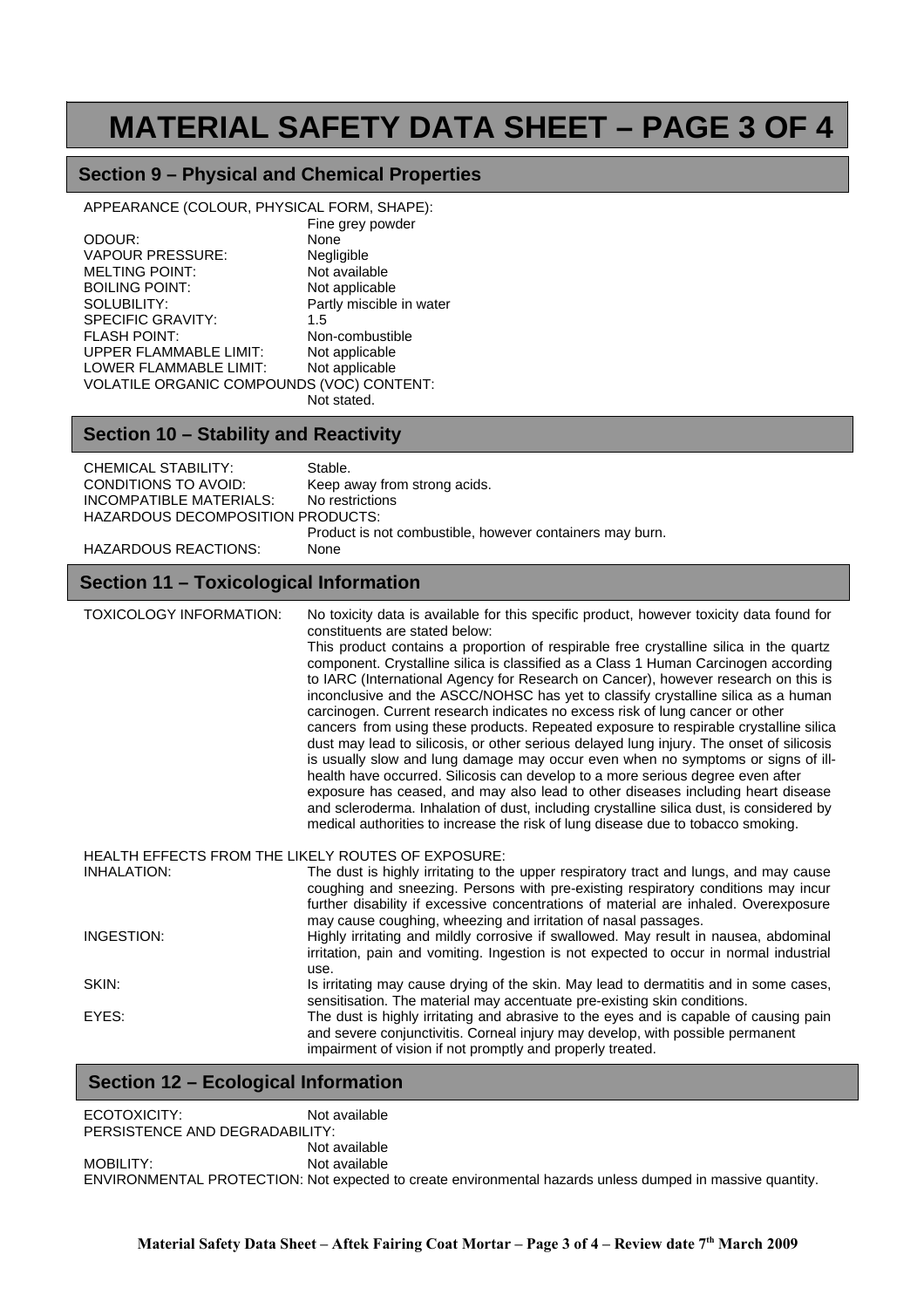# MATERIAL SAFETY DATA SHEET – PAGE 3 OF 4

## Section 9 – Physical and Chemical Properties

APPEARANCE (COLOUR, PHYSICAL FORM, SHAPE): Fine grey powder

| | |
|---|---|
| ODOUR: | None |
| VAPOUR PRESSURE: | Negligible |
| MELTING POINT: | Not available |
| BOILING POINT: | Not applicable |
| SOLUBILITY: | Partly miscible in water |
| SPECIFIC GRAVITY: | 1.5 |
| FLASH POINT: | Non-combustible |
| UPPER FLAMMABLE LIMIT: | Not applicable |
| LOWER FLAMMABLE LIMIT: | Not applicable |

VOLATILE ORGANIC COMPOUNDS (VOC) CONTENT: Not stated.

## Section 10 – Stability and Reactivity

| | |
|---|---|
| CHEMICAL STABILITY: | Stable. |
| CONDITIONS TO AVOID: | Keep away from strong acids. |
| INCOMPATIBLE MATERIALS: | No restrictions |

HAZARDOUS DECOMPOSITION PRODUCTS: Product is not combustible, however containers may burn.

HAZARDOUS REACTIONS: None

## Section 11 – Toxicological Information

TOXICOLOGY INFORMATION: No toxicity data is available for this specific product, however toxicity data found for constituents are stated below:
This product contains a proportion of respirable free crystalline silica in the quartz component. Crystalline silica is classified as a Class 1 Human Carcinogen according to IARC (International Agency for Research on Cancer), however research on this is inconclusive and the ASCC/NOHSC has yet to classify crystalline silica as a human carcinogen. Current research indicates no excess risk of lung cancer or other cancers from using these products. Repeated exposure to respirable crystalline silica dust may lead to silicosis, or other serious delayed lung injury. The onset of silicosis is usually slow and lung damage may occur even when no symptoms or signs of ill-health have occurred. Silicosis can develop to a more serious degree even after exposure has ceased, and may also lead to other diseases including heart disease and scleroderma. Inhalation of dust, including crystalline silica dust, is considered by medical authorities to increase the risk of lung disease due to tobacco smoking.

HEALTH EFFECTS FROM THE LIKELY ROUTES OF EXPOSURE:

INHALATION: The dust is highly irritating to the upper respiratory tract and lungs, and may cause coughing and sneezing. Persons with pre-existing respiratory conditions may incur further disability if excessive concentrations of material are inhaled. Overexposure may cause coughing, wheezing and irritation of nasal passages.

INGESTION: Highly irritating and mildly corrosive if swallowed. May result in nausea, abdominal irritation, pain and vomiting. Ingestion is not expected to occur in normal industrial use.

SKIN: Is irritating may cause drying of the skin. May lead to dermatitis and in some cases, sensitisation. The material may accentuate pre-existing skin conditions.

EYES: The dust is highly irritating and abrasive to the eyes and is capable of causing pain and severe conjunctivitis. Corneal injury may develop, with possible permanent impairment of vision if not promptly and properly treated.

## Section 12 – Ecological Information

ECOTOXICITY: Not available

PERSISTENCE AND DEGRADABILITY: Not available

MOBILITY: Not available

ENVIRONMENTAL PROTECTION: Not expected to create environmental hazards unless dumped in massive quantity.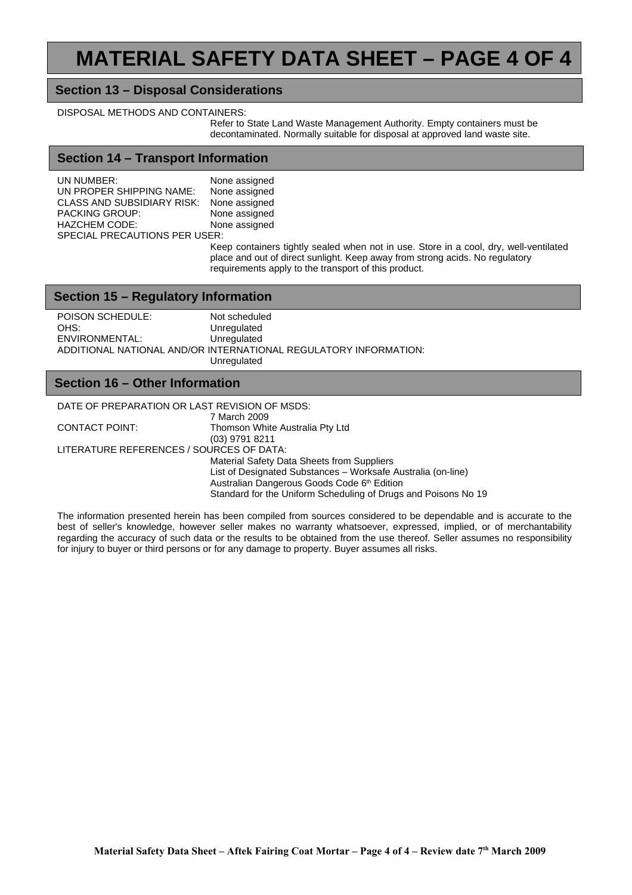# MATERIAL SAFETY DATA SHEET – PAGE 4 OF 4

## Section 13 – Disposal Considerations

DISPOSAL METHODS AND CONTAINERS:

Refer to State Land Waste Management Authority. Empty containers must be decontaminated. Normally suitable for disposal at approved land waste site.

## Section 14 – Transport Information

| | |
|---|---|
| UN NUMBER: | None assigned |
| UN PROPER SHIPPING NAME: | None assigned |
| CLASS AND SUBSIDIARY RISK: | None assigned |
| PACKING GROUP: | None assigned |
| HAZCHEM CODE: | None assigned |

SPECIAL PRECAUTIONS PER USER:

Keep containers tightly sealed when not in use. Store in a cool, dry, well-ventilated place and out of direct sunlight. Keep away from strong acids. No regulatory requirements apply to the transport of this product.

## Section 15 – Regulatory Information

| | |
|---|---|
| POISON SCHEDULE: | Not scheduled |
| OHS: | Unregulated |
| ENVIRONMENTAL: | Unregulated |

ADDITIONAL NATIONAL AND/OR INTERNATIONAL REGULATORY INFORMATION:

Unregulated

## Section 16 – Other Information

DATE OF PREPARATION OR LAST REVISION OF MSDS:

7 March 2009

CONTACT POINT: Thomson White Australia Pty Ltd
(03) 9791 8211

LITERATURE REFERENCES / SOURCES OF DATA:

Material Safety Data Sheets from Suppliers
List of Designated Substances – Worksafe Australia (on-line)
Australian Dangerous Goods Code 6th Edition
Standard for the Uniform Scheduling of Drugs and Poisons No 19

The information presented herein has been compiled from sources considered to be dependable and is accurate to the best of seller's knowledge, however seller makes no warranty whatsoever, expressed, implied, or of merchantability regarding the accuracy of such data or the results to be obtained from the use thereof. Seller assumes no responsibility for injury to buyer or third persons or for any damage to property. Buyer assumes all risks.